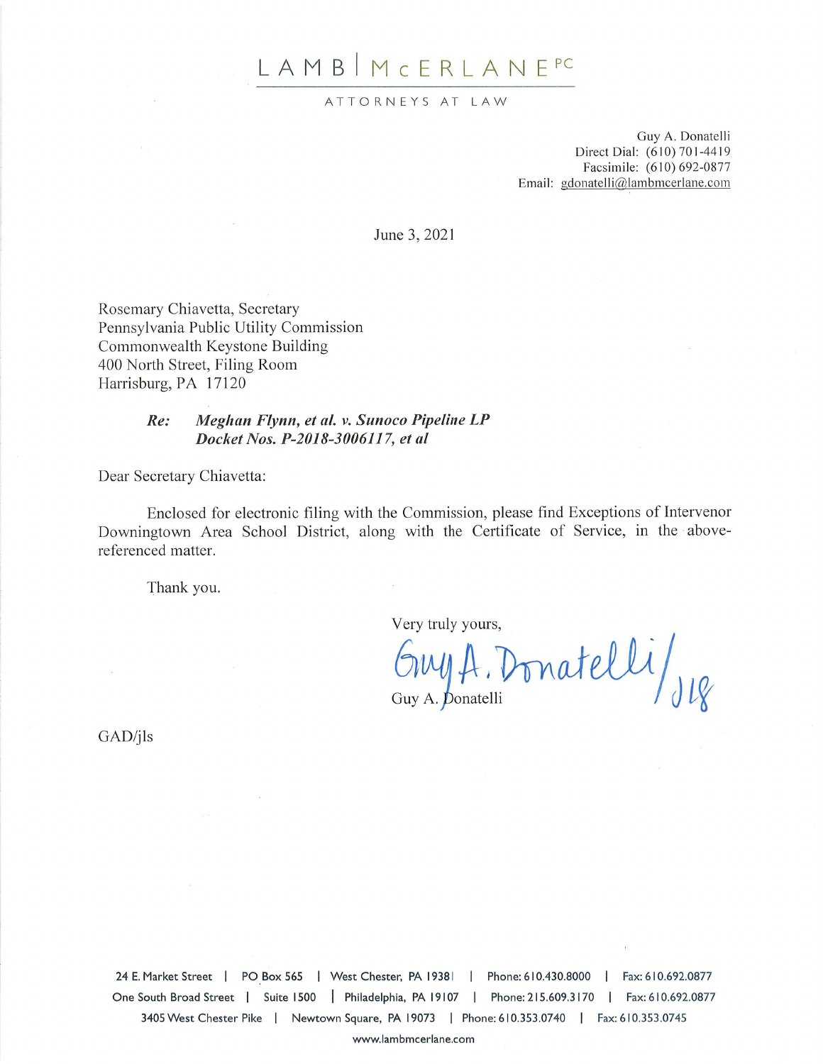# LAMB | McERLANE PC

ATTORNEYS AT LAW

Guy A. Donatelli
Direct Dial: (610) 701-4419
Facsimile: (610) 692-0877
Email: gdonatelli@lambmcerlane.com

June 3, 2021

Rosemary Chiavetta, Secretary
Pennsylvania Public Utility Commission
Commonwealth Keystone Building
400 North Street, Filing Room
Harrisburg, PA 17120

***Re: Meghan Flynn, et al. v. Sunoco Pipeline LP***
***Docket Nos. P-2018-3006117, et al***

Dear Secretary Chiavetta:

Enclosed for electronic filing with the Commission, please find Exceptions of Intervenor Downingtown Area School District, along with the Certificate of Service, in the above-referenced matter.

Thank you.

Very truly yours,

Guy A. Donatelli / JLS

Guy A. Donatelli

GAD/jls

24 E. Market Street | PO Box 565 | West Chester, PA 19381 | Phone: 610.430.8000 | Fax: 610.692.0877
One South Broad Street | Suite 1500 | Philadelphia, PA 19107 | Phone: 215.609.3170 | Fax: 610.692.0877
3405 West Chester Pike | Newtown Square, PA 19073 | Phone: 610.353.0740 | Fax: 610.353.0745

www.lambmcerlane.com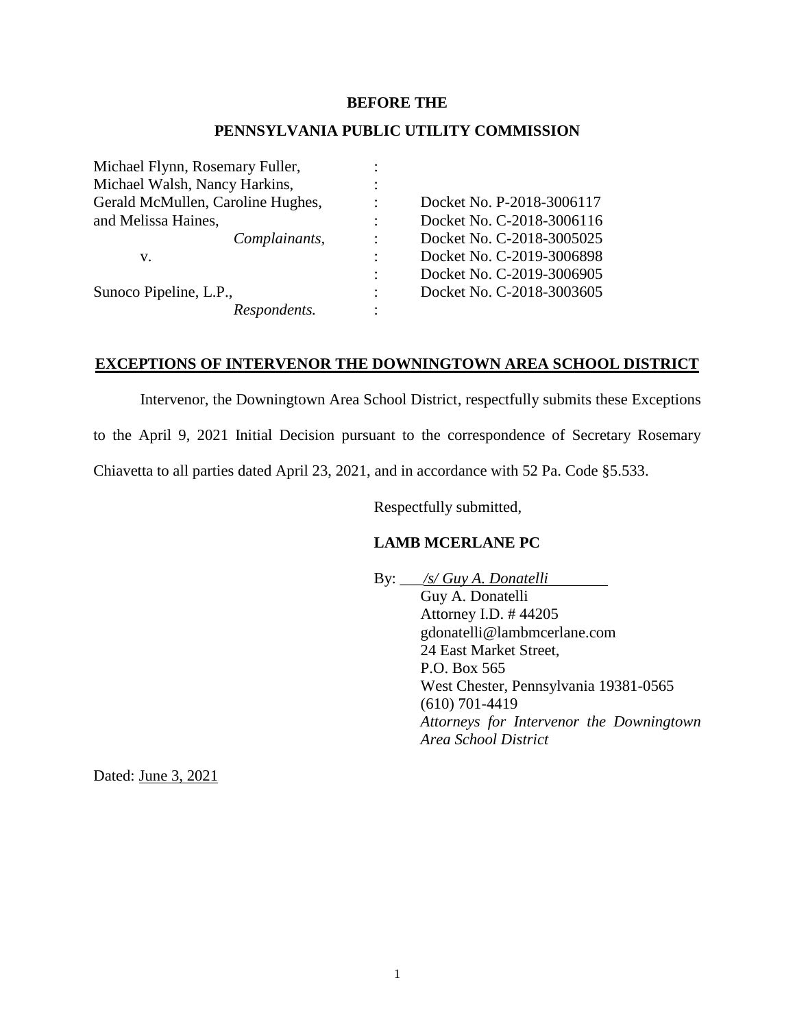**BEFORE THE**

**PENNSYLVANIA PUBLIC UTILITY COMMISSION**

| | | |
|---|---|---|
| Michael Flynn, Rosemary Fuller, | : | |
| Michael Walsh, Nancy Harkins, | : | |
| Gerald McMullen, Caroline Hughes, | : | Docket No. P-2018-3006117 |
| and Melissa Haines, | : | Docket No. C-2018-3006116 |
| *Complainants,* | : | Docket No. C-2018-3005025 |
| v. | : | Docket No. C-2019-3006898 |
| | : | Docket No. C-2019-3006905 |
| Sunoco Pipeline, L.P., | : | Docket No. C-2018-3003605 |
| *Respondents.* | : | |

**EXCEPTIONS OF INTERVENOR THE DOWNINGTOWN AREA SCHOOL DISTRICT**

Intervenor, the Downingtown Area School District, respectfully submits these Exceptions to the April 9, 2021 Initial Decision pursuant to the correspondence of Secretary Rosemary Chiavetta to all parties dated April 23, 2021, and in accordance with 52 Pa. Code §5.533.

Respectfully submitted,

**LAMB MCERLANE PC**

By: *_/s/ Guy A. Donatelli_*
Guy A. Donatelli
Attorney I.D. # 44205
gdonatelli@lambmcerlane.com
24 East Market Street,
P.O. Box 565
West Chester, Pennsylvania 19381-0565
(610) 701-4419
*Attorneys for Intervenor the Downingtown Area School District*

Dated: June 3, 2021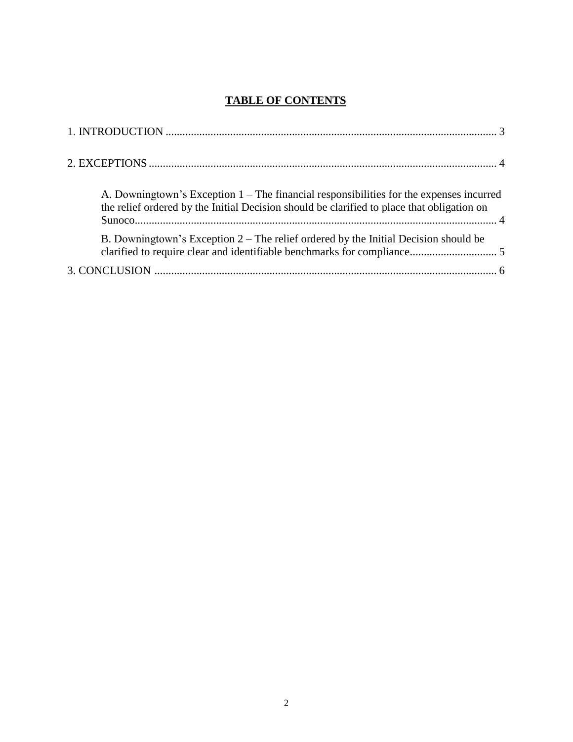# TABLE OF CONTENTS

1. INTRODUCTION ..................................................................................................................... 3

2. EXCEPTIONS .......................................................................................................................... 4

A. Downingtown's Exception 1 – The financial responsibilities for the expenses incurred the relief ordered by the Initial Decision should be clarified to place that obligation on Sunoco................................................................................................................................ 4

B. Downingtown's Exception 2 – The relief ordered by the Initial Decision should be clarified to require clear and identifiable benchmarks for compliance............................... 5

3. CONCLUSION ......................................................................................................................... 6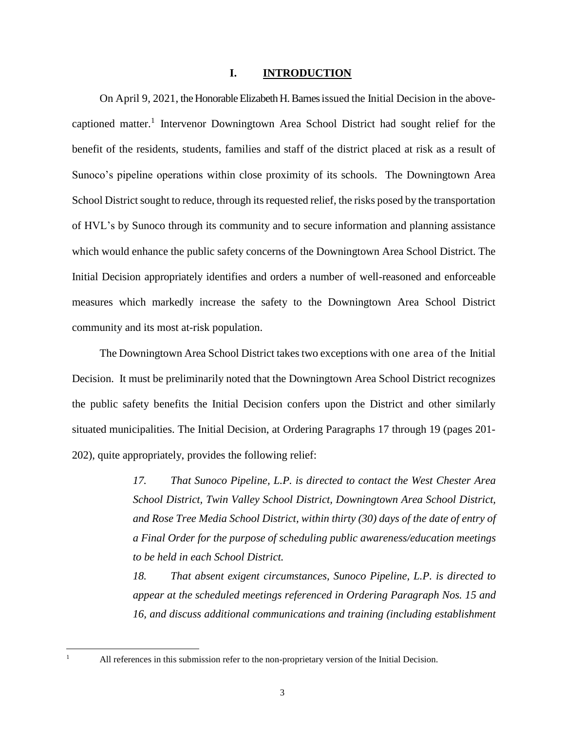# I. INTRODUCTION

On April 9, 2021, the Honorable Elizabeth H. Barnes issued the Initial Decision in the above-captioned matter.[1] Intervenor Downingtown Area School District had sought relief for the benefit of the residents, students, families and staff of the district placed at risk as a result of Sunoco's pipeline operations within close proximity of its schools. The Downingtown Area School District sought to reduce, through its requested relief, the risks posed by the transportation of HVL's by Sunoco through its community and to secure information and planning assistance which would enhance the public safety concerns of the Downingtown Area School District. The Initial Decision appropriately identifies and orders a number of well-reasoned and enforceable measures which markedly increase the safety to the Downingtown Area School District community and its most at-risk population.

The Downingtown Area School District takes two exceptions with one area of the Initial Decision. It must be preliminarily noted that the Downingtown Area School District recognizes the public safety benefits the Initial Decision confers upon the District and other similarly situated municipalities. The Initial Decision, at Ordering Paragraphs 17 through 19 (pages 201-202), quite appropriately, provides the following relief:

> *17. That Sunoco Pipeline, L.P. is directed to contact the West Chester Area School District, Twin Valley School District, Downingtown Area School District, and Rose Tree Media School District, within thirty (30) days of the date of entry of a Final Order for the purpose of scheduling public awareness/education meetings to be held in each School District.*
>
> *18. That absent exigent circumstances, Sunoco Pipeline, L.P. is directed to appear at the scheduled meetings referenced in Ordering Paragraph Nos. 15 and 16, and discuss additional communications and training (including establishment*

[1] All references in this submission refer to the non-proprietary version of the Initial Decision.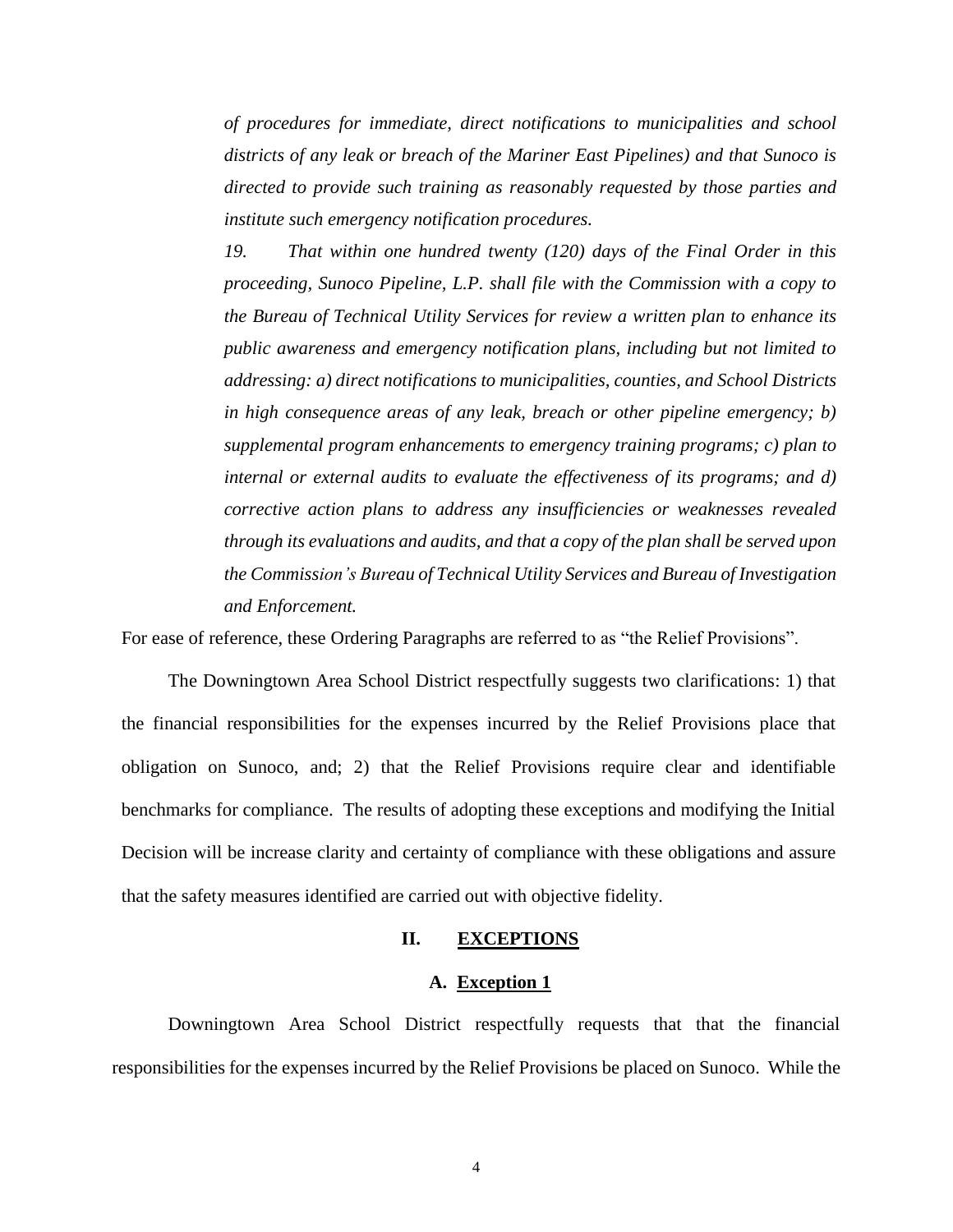*of procedures for immediate, direct notifications to municipalities and school districts of any leak or breach of the Mariner East Pipelines) and that Sunoco is directed to provide such training as reasonably requested by those parties and institute such emergency notification procedures.*

*19. That within one hundred twenty (120) days of the Final Order in this proceeding, Sunoco Pipeline, L.P. shall file with the Commission with a copy to the Bureau of Technical Utility Services for review a written plan to enhance its public awareness and emergency notification plans, including but not limited to addressing: a) direct notifications to municipalities, counties, and School Districts in high consequence areas of any leak, breach or other pipeline emergency; b) supplemental program enhancements to emergency training programs; c) plan to internal or external audits to evaluate the effectiveness of its programs; and d) corrective action plans to address any insufficiencies or weaknesses revealed through its evaluations and audits, and that a copy of the plan shall be served upon the Commission's Bureau of Technical Utility Services and Bureau of Investigation and Enforcement.*

For ease of reference, these Ordering Paragraphs are referred to as "the Relief Provisions".

The Downingtown Area School District respectfully suggests two clarifications: 1) that the financial responsibilities for the expenses incurred by the Relief Provisions place that obligation on Sunoco, and; 2) that the Relief Provisions require clear and identifiable benchmarks for compliance. The results of adopting these exceptions and modifying the Initial Decision will be increase clarity and certainty of compliance with these obligations and assure that the safety measures identified are carried out with objective fidelity.

## II. EXCEPTIONS

### A. Exception 1

Downingtown Area School District respectfully requests that that the financial responsibilities for the expenses incurred by the Relief Provisions be placed on Sunoco. While the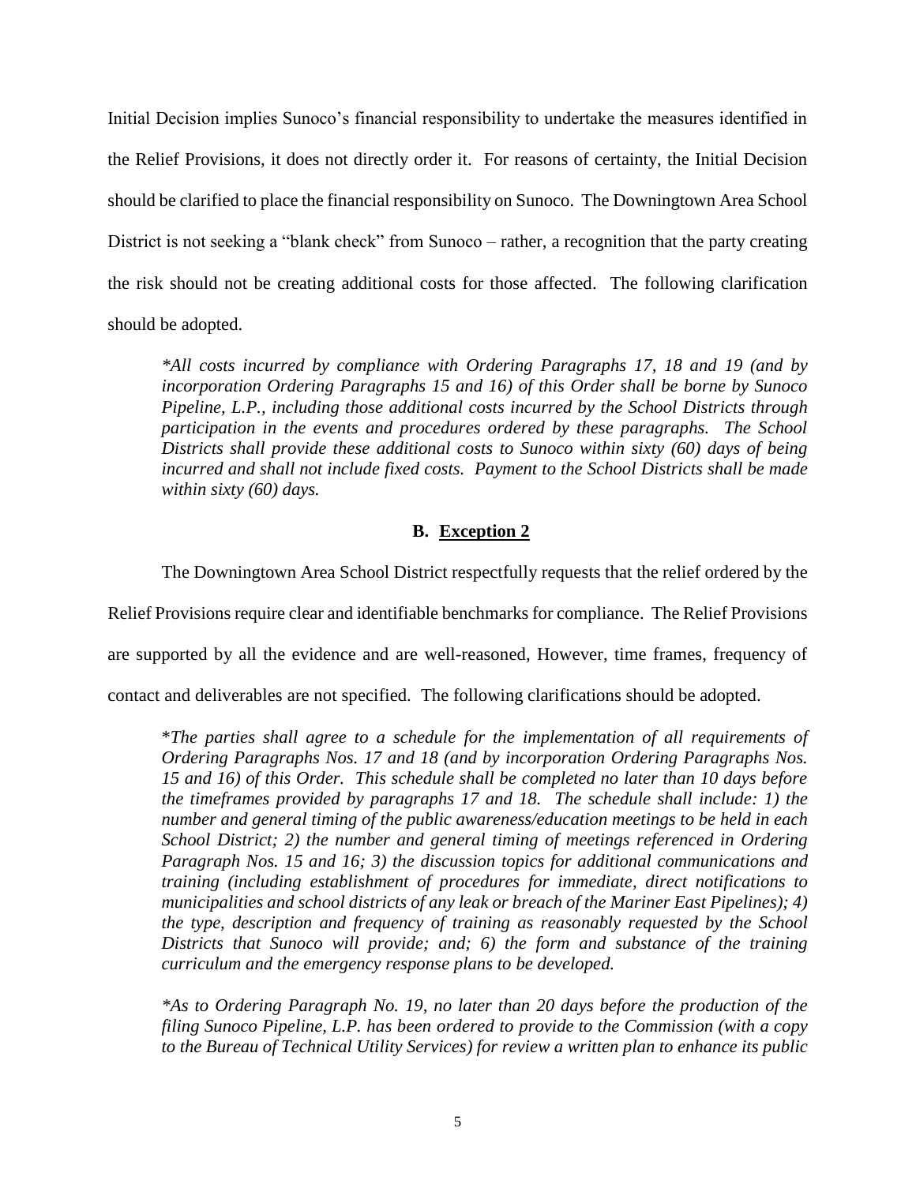Initial Decision implies Sunoco's financial responsibility to undertake the measures identified in the Relief Provisions, it does not directly order it. For reasons of certainty, the Initial Decision should be clarified to place the financial responsibility on Sunoco. The Downingtown Area School District is not seeking a "blank check" from Sunoco – rather, a recognition that the party creating the risk should not be creating additional costs for those affected. The following clarification should be adopted.

> **All costs incurred by compliance with Ordering Paragraphs 17, 18 and 19 (and by incorporation Ordering Paragraphs 15 and 16) of this Order shall be borne by Sunoco Pipeline, L.P., including those additional costs incurred by the School Districts through participation in the events and procedures ordered by these paragraphs. The School Districts shall provide these additional costs to Sunoco within sixty (60) days of being incurred and shall not include fixed costs. Payment to the School Districts shall be made within sixty (60) days.*

### B. Exception 2

The Downingtown Area School District respectfully requests that the relief ordered by the Relief Provisions require clear and identifiable benchmarks for compliance. The Relief Provisions are supported by all the evidence and are well-reasoned, However, time frames, frequency of contact and deliverables are not specified. The following clarifications should be adopted.

> *The parties shall agree to a schedule for the implementation of all requirements of Ordering Paragraphs Nos. 17 and 18 (and by incorporation Ordering Paragraphs Nos. 15 and 16) of this Order. This schedule shall be completed no later than 10 days before the timeframes provided by paragraphs 17 and 18. The schedule shall include: 1) the number and general timing of the public awareness/education meetings to be held in each School District; 2) the number and general timing of meetings referenced in Ordering Paragraph Nos. 15 and 16; 3) the discussion topics for additional communications and training (including establishment of procedures for immediate, direct notifications to municipalities and school districts of any leak or breach of the Mariner East Pipelines); 4) the type, description and frequency of training as reasonably requested by the School Districts that Sunoco will provide; and; 6) the form and substance of the training curriculum and the emergency response plans to be developed.*

> **As to Ordering Paragraph No. 19, no later than 20 days before the production of the filing Sunoco Pipeline, L.P. has been ordered to provide to the Commission (with a copy to the Bureau of Technical Utility Services) for review a written plan to enhance its public*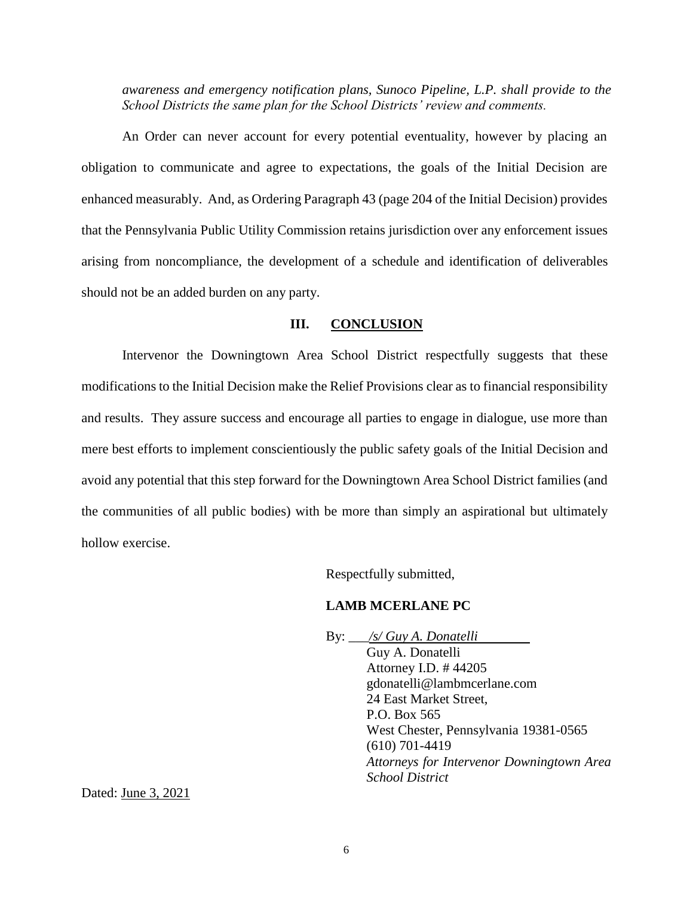*awareness and emergency notification plans, Sunoco Pipeline, L.P. shall provide to the School Districts the same plan for the School Districts' review and comments.*

An Order can never account for every potential eventuality, however by placing an obligation to communicate and agree to expectations, the goals of the Initial Decision are enhanced measurably. And, as Ordering Paragraph 43 (page 204 of the Initial Decision) provides that the Pennsylvania Public Utility Commission retains jurisdiction over any enforcement issues arising from noncompliance, the development of a schedule and identification of deliverables should not be an added burden on any party.

## III. CONCLUSION

Intervenor the Downingtown Area School District respectfully suggests that these modifications to the Initial Decision make the Relief Provisions clear as to financial responsibility and results. They assure success and encourage all parties to engage in dialogue, use more than mere best efforts to implement conscientiously the public safety goals of the Initial Decision and avoid any potential that this step forward for the Downingtown Area School District families (and the communities of all public bodies) with be more than simply an aspirational but ultimately hollow exercise.

Respectfully submitted,

**LAMB MCERLANE PC**

By: */s/ Guy A. Donatelli*
Guy A. Donatelli
Attorney I.D. # 44205
gdonatelli@lambmcerlane.com
24 East Market Street,
P.O. Box 565
West Chester, Pennsylvania 19381-0565
(610) 701-4419
*Attorneys for Intervenor Downingtown Area School District*

Dated: June 3, 2021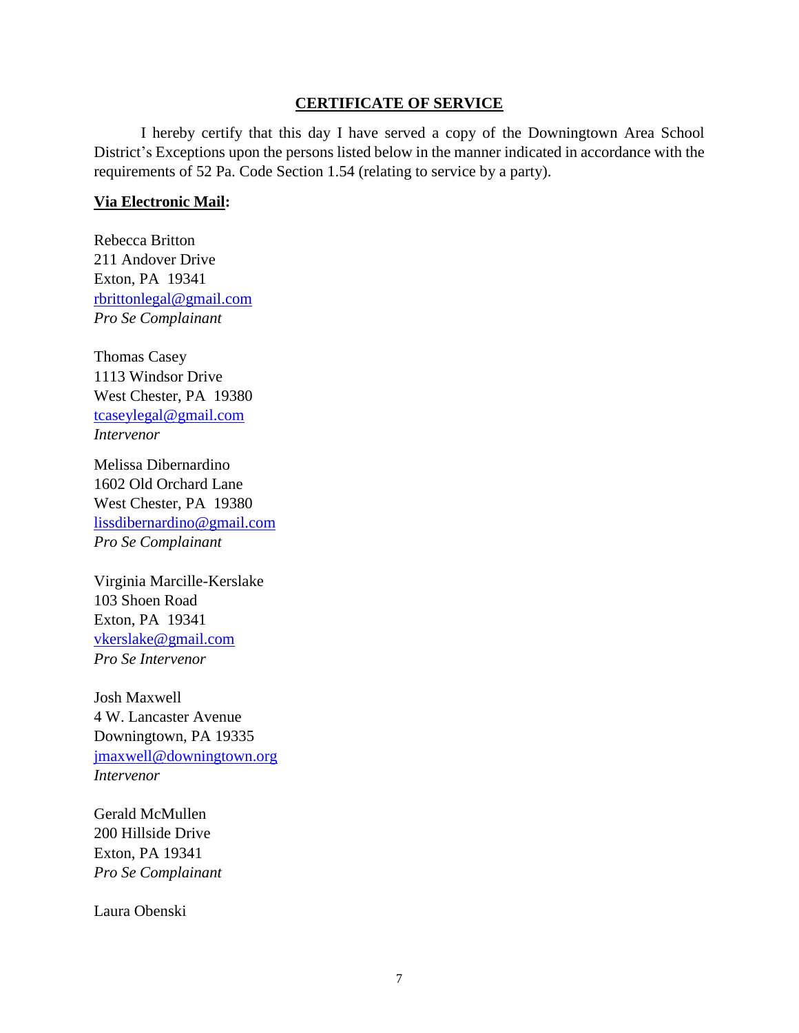## CERTIFICATE OF SERVICE

I hereby certify that this day I have served a copy of the Downingtown Area School District's Exceptions upon the persons listed below in the manner indicated in accordance with the requirements of 52 Pa. Code Section 1.54 (relating to service by a party).

**Via Electronic Mail:**

Rebecca Britton
211 Andover Drive
Exton, PA 19341
rbrittonlegal@gmail.com
*Pro Se Complainant*

Thomas Casey
1113 Windsor Drive
West Chester, PA 19380
tcaseylegal@gmail.com
*Intervenor*

Melissa Dibernardino
1602 Old Orchard Lane
West Chester, PA 19380
lissdibernardino@gmail.com
*Pro Se Complainant*

Virginia Marcille-Kerslake
103 Shoen Road
Exton, PA 19341
vkerslake@gmail.com
*Pro Se Intervenor*

Josh Maxwell
4 W. Lancaster Avenue
Downingtown, PA 19335
jmaxwell@downingtown.org
*Intervenor*

Gerald McMullen
200 Hillside Drive
Exton, PA 19341
*Pro Se Complainant*

Laura Obenski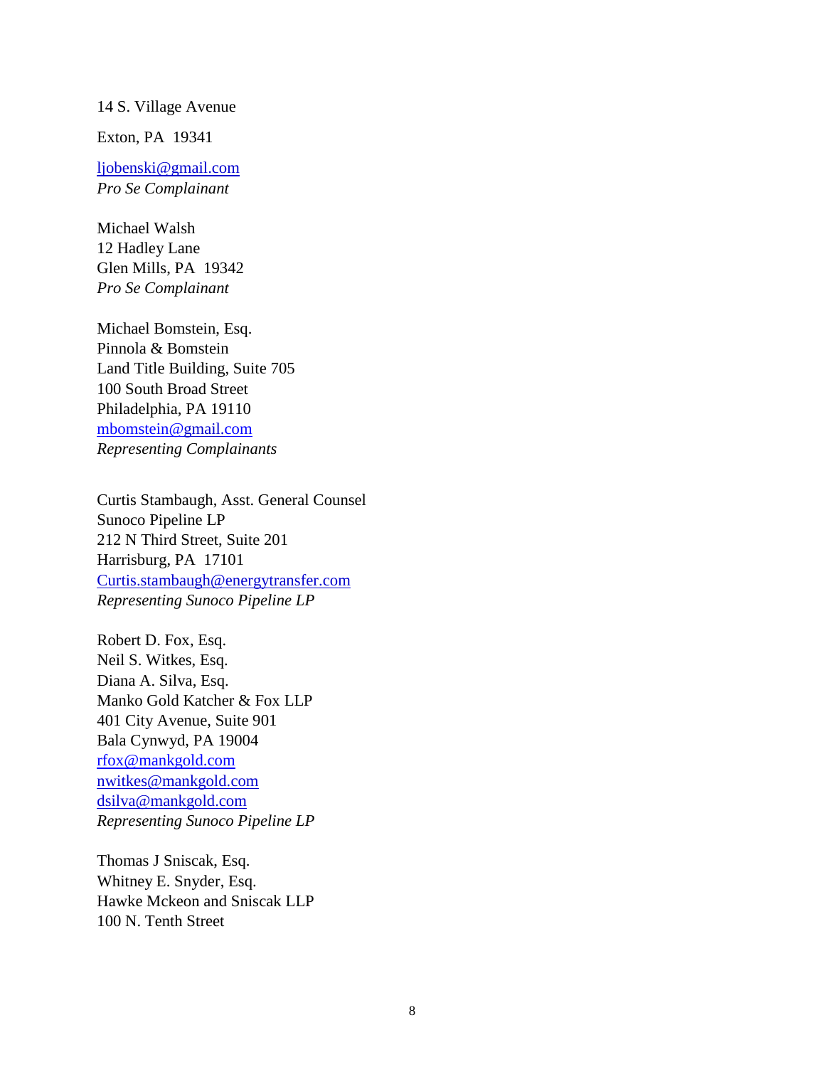14 S. Village Avenue

Exton, PA  19341

ljobenski@gmail.com
*Pro Se Complainant*

Michael Walsh
12 Hadley Lane
Glen Mills, PA  19342
*Pro Se Complainant*

Michael Bomstein, Esq.
Pinnola & Bomstein
Land Title Building, Suite 705
100 South Broad Street
Philadelphia, PA 19110
mbomstein@gmail.com
*Representing Complainants*

Curtis Stambaugh, Asst. General Counsel
Sunoco Pipeline LP
212 N Third Street, Suite 201
Harrisburg, PA  17101
Curtis.stambaugh@energytransfer.com
*Representing Sunoco Pipeline LP*

Robert D. Fox, Esq.
Neil S. Witkes, Esq.
Diana A. Silva, Esq.
Manko Gold Katcher & Fox LLP
401 City Avenue, Suite 901
Bala Cynwyd, PA 19004
rfox@mankgold.com
nwitkes@mankgold.com
dsilva@mankgold.com
*Representing Sunoco Pipeline LP*

Thomas J Sniscak, Esq.
Whitney E. Snyder, Esq.
Hawke Mckeon and Sniscak LLP
100 N. Tenth Street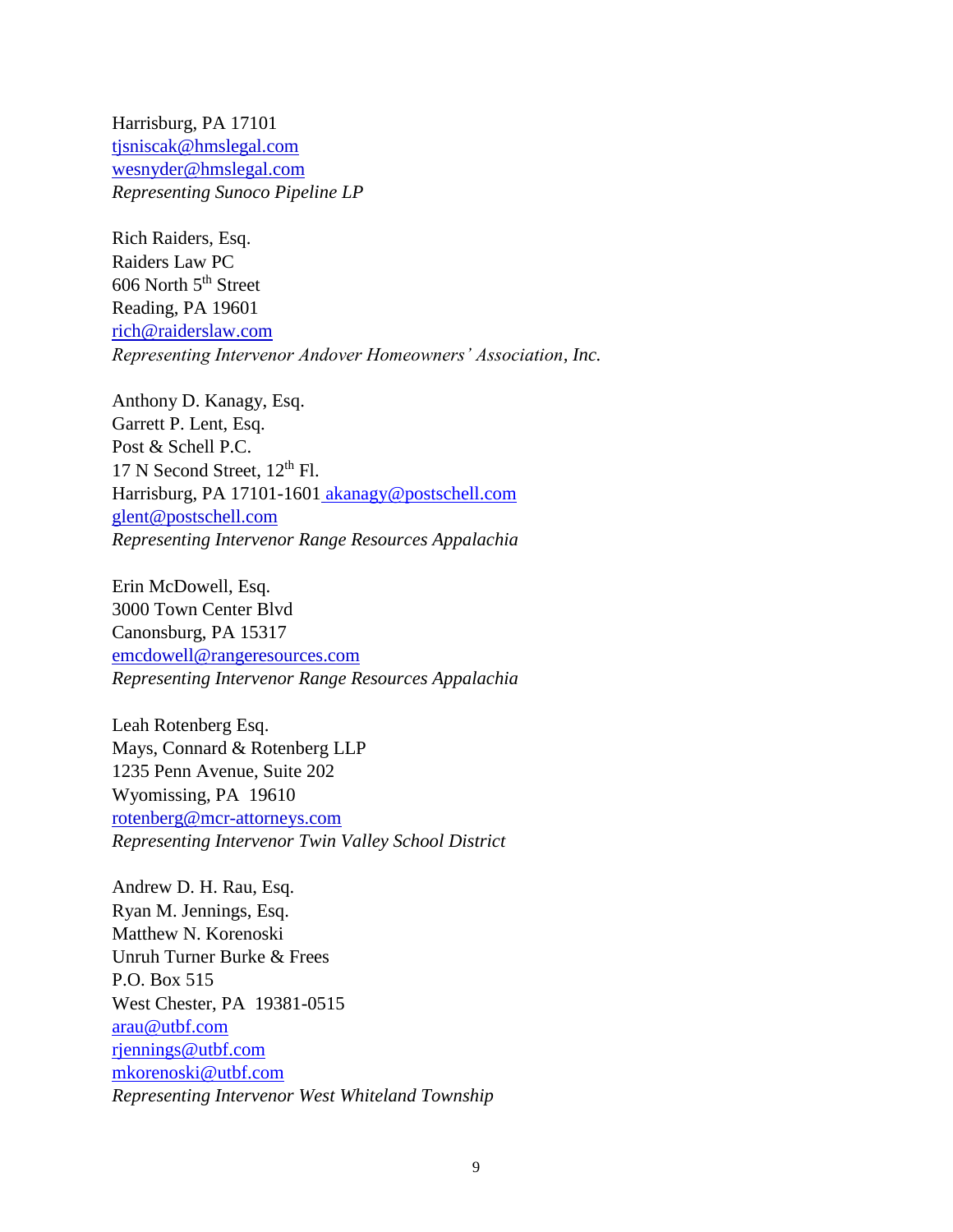Harrisburg, PA 17101
tjsniscak@hmslegal.com
wesnyder@hmslegal.com
*Representing Sunoco Pipeline LP*

Rich Raiders, Esq.
Raiders Law PC
606 North 5th Street
Reading, PA 19601
rich@raiderslaw.com
*Representing Intervenor Andover Homeowners' Association, Inc.*

Anthony D. Kanagy, Esq.
Garrett P. Lent, Esq.
Post & Schell P.C.
17 N Second Street, 12th Fl.
Harrisburg, PA 17101-1601 akanagy@postschell.com
glent@postschell.com
*Representing Intervenor Range Resources Appalachia*

Erin McDowell, Esq.
3000 Town Center Blvd
Canonsburg, PA 15317
emcdowell@rangeresources.com
*Representing Intervenor Range Resources Appalachia*

Leah Rotenberg Esq.
Mays, Connard & Rotenberg LLP
1235 Penn Avenue, Suite 202
Wyomissing, PA 19610
rotenberg@mcr-attorneys.com
*Representing Intervenor Twin Valley School District*

Andrew D. H. Rau, Esq.
Ryan M. Jennings, Esq.
Matthew N. Korenoski
Unruh Turner Burke & Frees
P.O. Box 515
West Chester, PA 19381-0515
arau@utbf.com
rjennings@utbf.com
mkorenoski@utbf.com
*Representing Intervenor West Whiteland Township*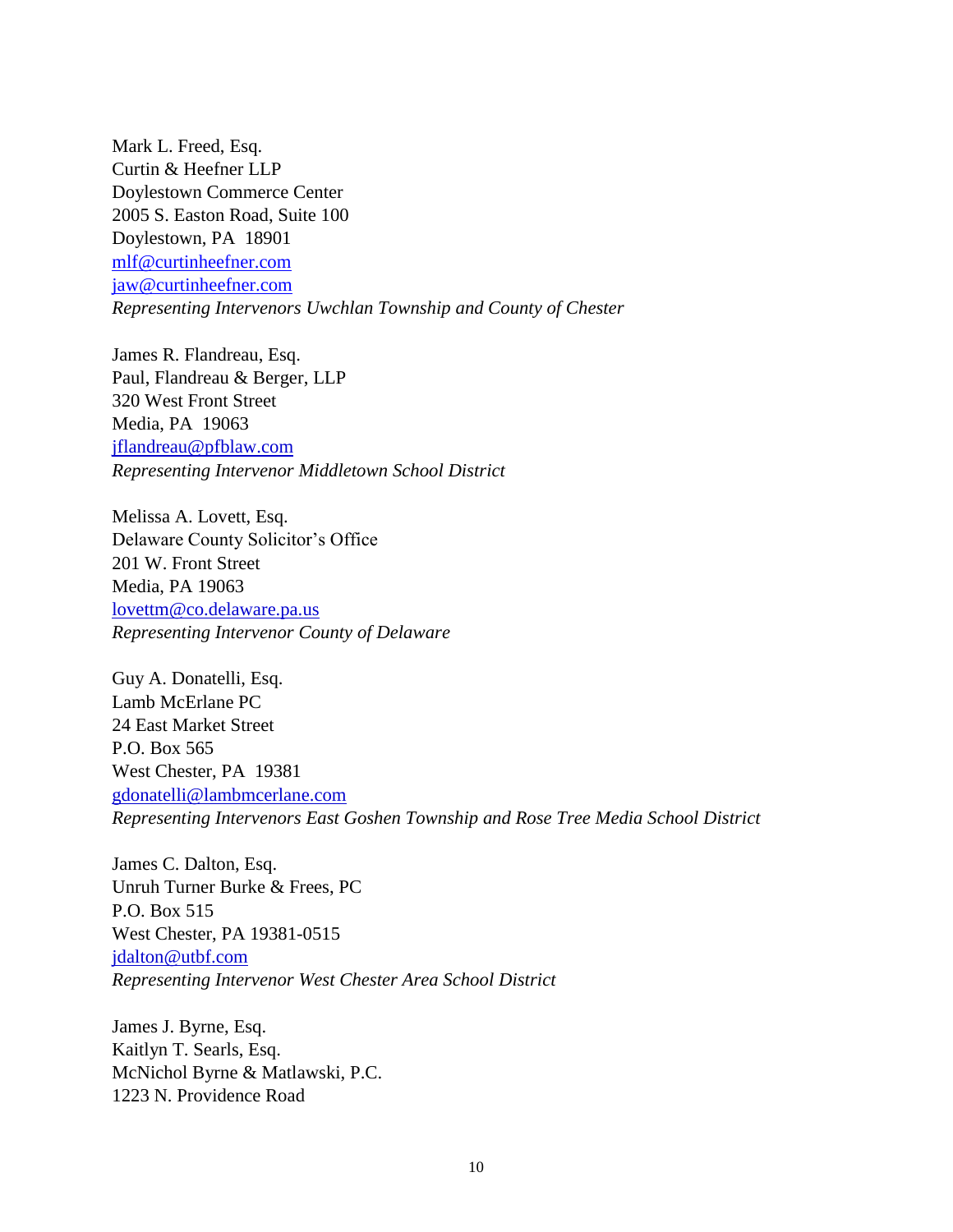Mark L. Freed, Esq.
Curtin & Heefner LLP
Doylestown Commerce Center
2005 S. Easton Road, Suite 100
Doylestown, PA  18901
mlf@curtinheefner.com
jaw@curtinheefner.com
*Representing Intervenors Uwchlan Township and County of Chester*

James R. Flandreau, Esq.
Paul, Flandreau & Berger, LLP
320 West Front Street
Media, PA  19063
jflandreau@pfblaw.com
*Representing Intervenor Middletown School District*

Melissa A. Lovett, Esq.
Delaware County Solicitor's Office
201 W. Front Street
Media, PA 19063
lovettm@co.delaware.pa.us
*Representing Intervenor County of Delaware*

Guy A. Donatelli, Esq.
Lamb McErlane PC
24 East Market Street
P.O. Box 565
West Chester, PA  19381
gdonatelli@lambmcerlane.com
*Representing Intervenors East Goshen Township and Rose Tree Media School District*

James C. Dalton, Esq.
Unruh Turner Burke & Frees, PC
P.O. Box 515
West Chester, PA 19381-0515
jdalton@utbf.com
*Representing Intervenor West Chester Area School District*

James J. Byrne, Esq.
Kaitlyn T. Searls, Esq.
McNichol Byrne & Matlawski, P.C.
1223 N. Providence Road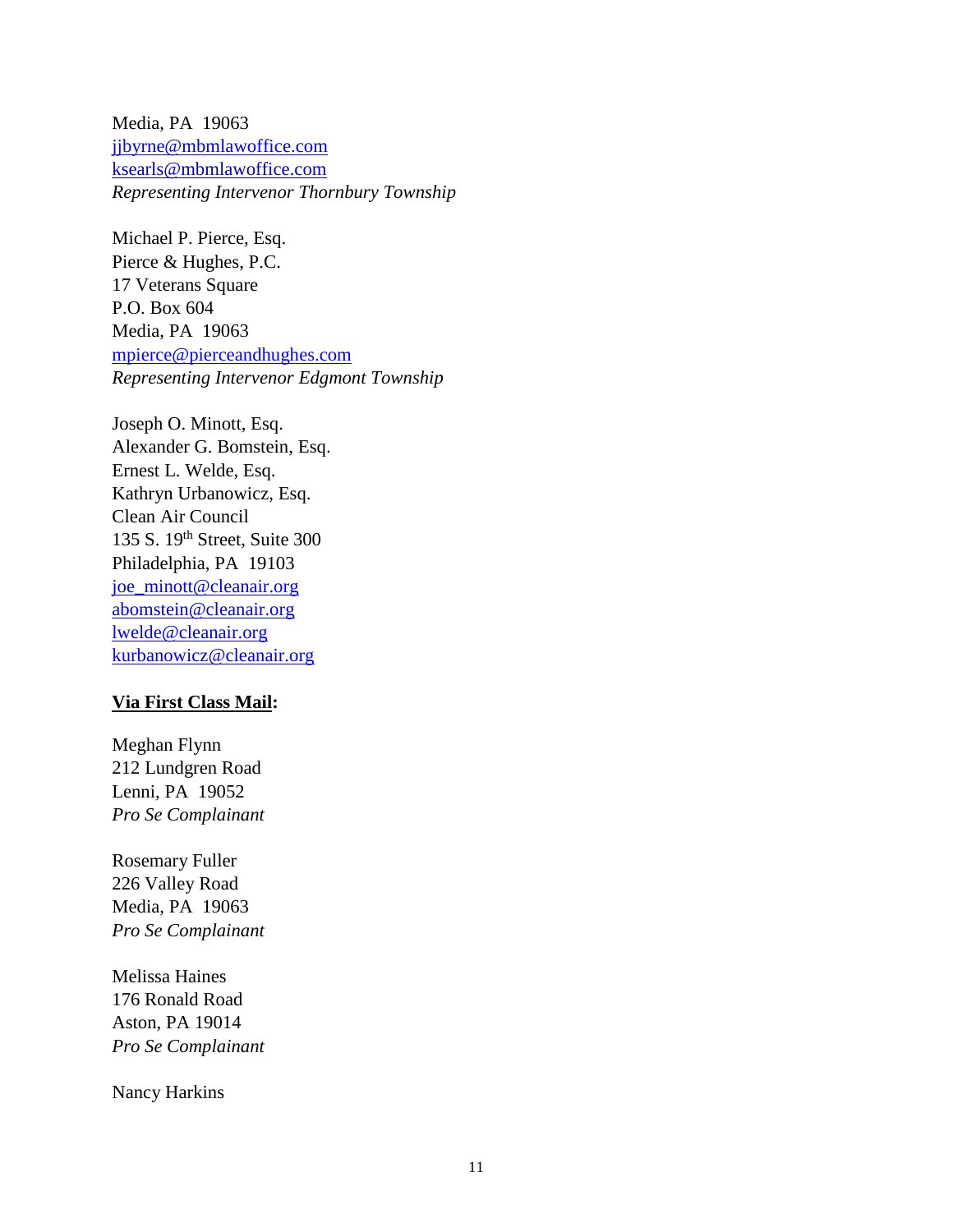Media, PA  19063
jjbyrne@mbmlawoffice.com
ksearls@mbmlawoffice.com
*Representing Intervenor Thornbury Township*

Michael P. Pierce, Esq.
Pierce & Hughes, P.C.
17 Veterans Square
P.O. Box 604
Media, PA  19063
mpierce@pierceandhughes.com
*Representing Intervenor Edgmont Township*

Joseph O. Minott, Esq.
Alexander G. Bomstein, Esq.
Ernest L. Welde, Esq.
Kathryn Urbanowicz, Esq.
Clean Air Council
135 S. 19th Street, Suite 300
Philadelphia, PA  19103
joe_minott@cleanair.org
abomstein@cleanair.org
lwelde@cleanair.org
kurbanowicz@cleanair.org

**Via First Class Mail:**

Meghan Flynn
212 Lundgren Road
Lenni, PA  19052
*Pro Se Complainant*

Rosemary Fuller
226 Valley Road
Media, PA  19063
*Pro Se Complainant*

Melissa Haines
176 Ronald Road
Aston, PA 19014
*Pro Se Complainant*

Nancy Harkins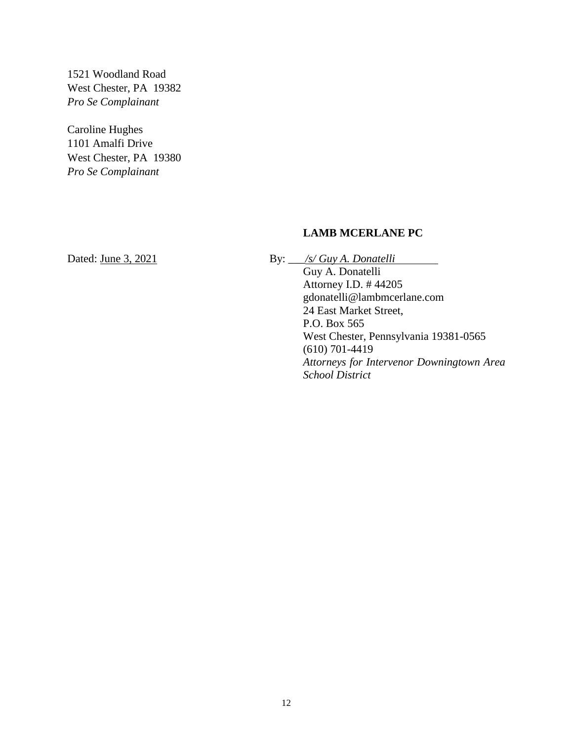1521 Woodland Road
West Chester, PA 19382
*Pro Se Complainant*

Caroline Hughes
1101 Amalfi Drive
West Chester, PA 19380
*Pro Se Complainant*

**LAMB MCERLANE PC**

Dated: June 3, 2021

By: */s/ Guy A. Donatelli*
Guy A. Donatelli
Attorney I.D. # 44205
gdonatelli@lambmcerlane.com
24 East Market Street,
P.O. Box 565
West Chester, Pennsylvania 19381-0565
(610) 701-4419
*Attorneys for Intervenor Downingtown Area School District*